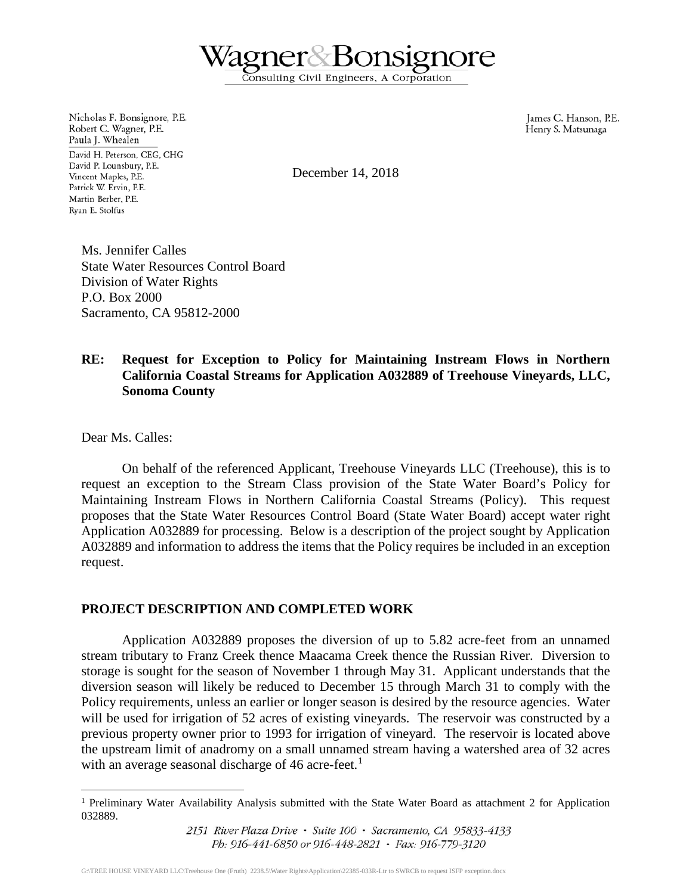# Wagner & Bonsignore

Consulting Civil Engineers, A Corporation

Nicholas F. Bonsignore, P.E.
Robert C. Wagner, P.E.
Paula J. Whealen
David H. Peterson, CEG, CHG
David P. Lounsbury, P.E.
Vincent Maples, P.E.
Patrick W. Ervin, P.E.
Martin Berber, P.E.
Ryan E. Stolfus

James C. Hanson, P.E.
Henry S. Matsunaga

December 14, 2018

Ms. Jennifer Calles
State Water Resources Control Board
Division of Water Rights
P.O. Box 2000
Sacramento, CA 95812-2000

**RE: Request for Exception to Policy for Maintaining Instream Flows in Northern California Coastal Streams for Application A032889 of Treehouse Vineyards, LLC, Sonoma County**

Dear Ms. Calles:

On behalf of the referenced Applicant, Treehouse Vineyards LLC (Treehouse), this is to request an exception to the Stream Class provision of the State Water Board's Policy for Maintaining Instream Flows in Northern California Coastal Streams (Policy). This request proposes that the State Water Resources Control Board (State Water Board) accept water right Application A032889 for processing. Below is a description of the project sought by Application A032889 and information to address the items that the Policy requires be included in an exception request.

## PROJECT DESCRIPTION AND COMPLETED WORK

Application A032889 proposes the diversion of up to 5.82 acre-feet from an unnamed stream tributary to Franz Creek thence Maacama Creek thence the Russian River. Diversion to storage is sought for the season of November 1 through May 31. Applicant understands that the diversion season will likely be reduced to December 15 through March 31 to comply with the Policy requirements, unless an earlier or longer season is desired by the resource agencies. Water will be used for irrigation of 52 acres of existing vineyards. The reservoir was constructed by a previous property owner prior to 1993 for irrigation of vineyard. The reservoir is located above the upstream limit of anadromy on a small unnamed stream having a watershed area of 32 acres with an average seasonal discharge of 46 acre-feet.[1]

[1] Preliminary Water Availability Analysis submitted with the State Water Board as attachment 2 for Application 032889.

2151 River Plaza Drive • Suite 100 • Sacramento, CA 95833-4133
Ph: 916-441-6850 or 916-448-2821 • Fax: 916-779-3120

G:\TREE HOUSE VINEYARD LLC\Treehouse One (Fruth) 2238.5\Water Rights\Application\22385-033R-Ltr to SWRCB to request ISFP exception.docx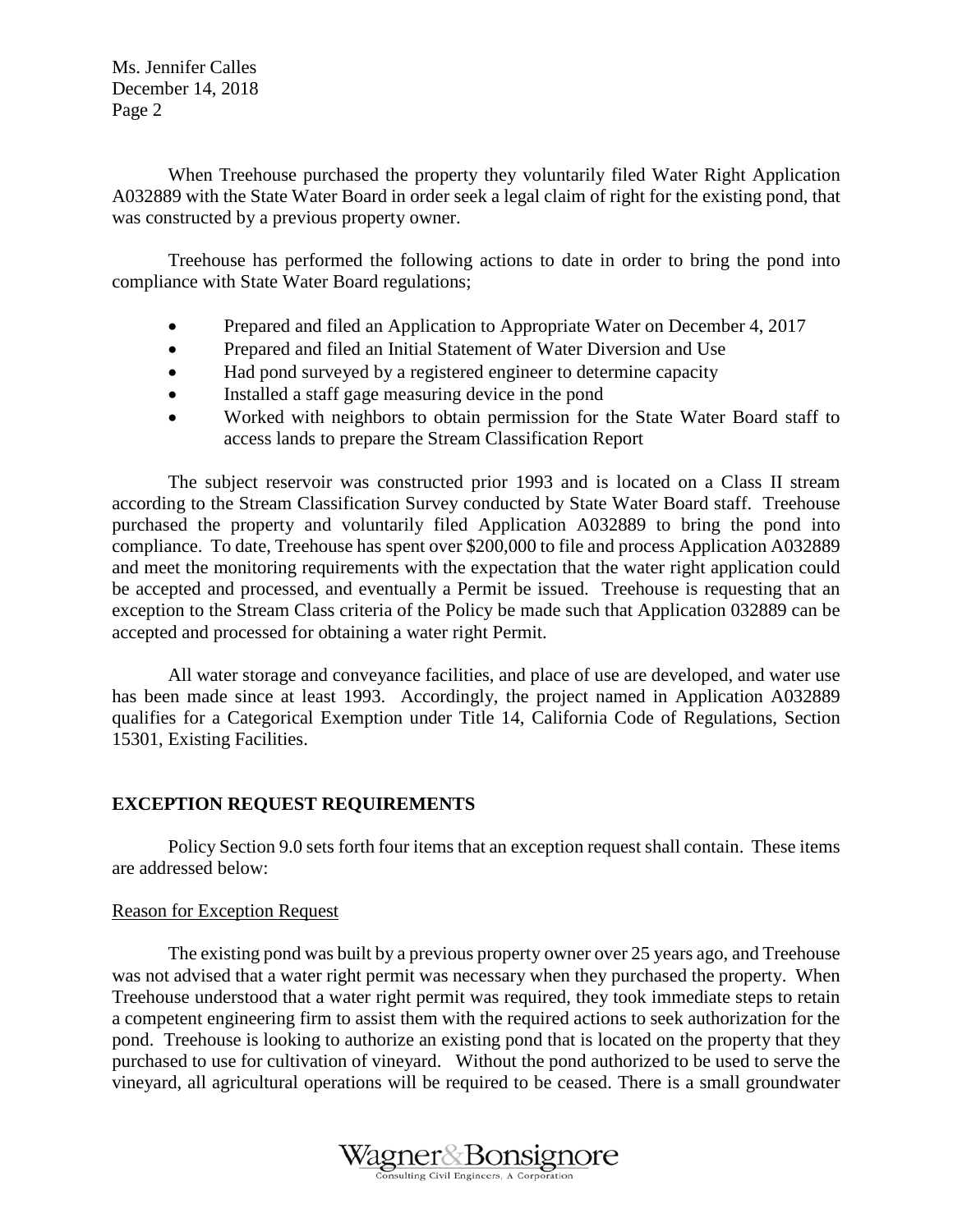When Treehouse purchased the property they voluntarily filed Water Right Application A032889 with the State Water Board in order seek a legal claim of right for the existing pond, that was constructed by a previous property owner.

Treehouse has performed the following actions to date in order to bring the pond into compliance with State Water Board regulations;

- Prepared and filed an Application to Appropriate Water on December 4, 2017
- Prepared and filed an Initial Statement of Water Diversion and Use
- Had pond surveyed by a registered engineer to determine capacity
- Installed a staff gage measuring device in the pond
- Worked with neighbors to obtain permission for the State Water Board staff to access lands to prepare the Stream Classification Report

The subject reservoir was constructed prior 1993 and is located on a Class II stream according to the Stream Classification Survey conducted by State Water Board staff. Treehouse purchased the property and voluntarily filed Application A032889 to bring the pond into compliance. To date, Treehouse has spent over $200,000 to file and process Application A032889 and meet the monitoring requirements with the expectation that the water right application could be accepted and processed, and eventually a Permit be issued. Treehouse is requesting that an exception to the Stream Class criteria of the Policy be made such that Application 032889 can be accepted and processed for obtaining a water right Permit.

All water storage and conveyance facilities, and place of use are developed, and water use has been made since at least 1993. Accordingly, the project named in Application A032889 qualifies for a Categorical Exemption under Title 14, California Code of Regulations, Section 15301, Existing Facilities.

## EXCEPTION REQUEST REQUIREMENTS

Policy Section 9.0 sets forth four items that an exception request shall contain. These items are addressed below:

### Reason for Exception Request

The existing pond was built by a previous property owner over 25 years ago, and Treehouse was not advised that a water right permit was necessary when they purchased the property. When Treehouse understood that a water right permit was required, they took immediate steps to retain a competent engineering firm to assist them with the required actions to seek authorization for the pond. Treehouse is looking to authorize an existing pond that is located on the property that they purchased to use for cultivation of vineyard. Without the pond authorized to be used to serve the vineyard, all agricultural operations will be required to be ceased. There is a small groundwater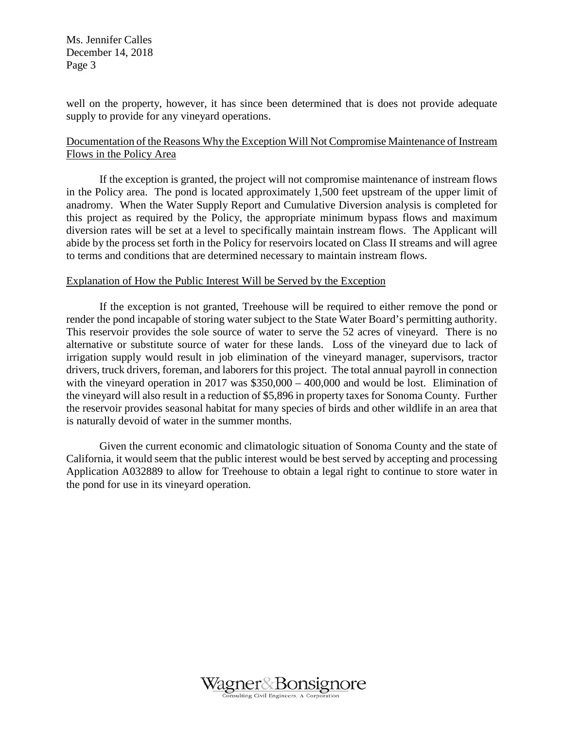well on the property, however, it has since been determined that is does not provide adequate supply to provide for any vineyard operations.

Documentation of the Reasons Why the Exception Will Not Compromise Maintenance of Instream Flows in the Policy Area

If the exception is granted, the project will not compromise maintenance of instream flows in the Policy area. The pond is located approximately 1,500 feet upstream of the upper limit of anadromy. When the Water Supply Report and Cumulative Diversion analysis is completed for this project as required by the Policy, the appropriate minimum bypass flows and maximum diversion rates will be set at a level to specifically maintain instream flows. The Applicant will abide by the process set forth in the Policy for reservoirs located on Class II streams and will agree to terms and conditions that are determined necessary to maintain instream flows.

Explanation of How the Public Interest Will be Served by the Exception

If the exception is not granted, Treehouse will be required to either remove the pond or render the pond incapable of storing water subject to the State Water Board's permitting authority. This reservoir provides the sole source of water to serve the 52 acres of vineyard. There is no alternative or substitute source of water for these lands. Loss of the vineyard due to lack of irrigation supply would result in job elimination of the vineyard manager, supervisors, tractor drivers, truck drivers, foreman, and laborers for this project. The total annual payroll in connection with the vineyard operation in 2017 was $350,000 – 400,000 and would be lost. Elimination of the vineyard will also result in a reduction of $5,896 in property taxes for Sonoma County. Further the reservoir provides seasonal habitat for many species of birds and other wildlife in an area that is naturally devoid of water in the summer months.

Given the current economic and climatologic situation of Sonoma County and the state of California, it would seem that the public interest would be best served by accepting and processing Application A032889 to allow for Treehouse to obtain a legal right to continue to store water in the pond for use in its vineyard operation.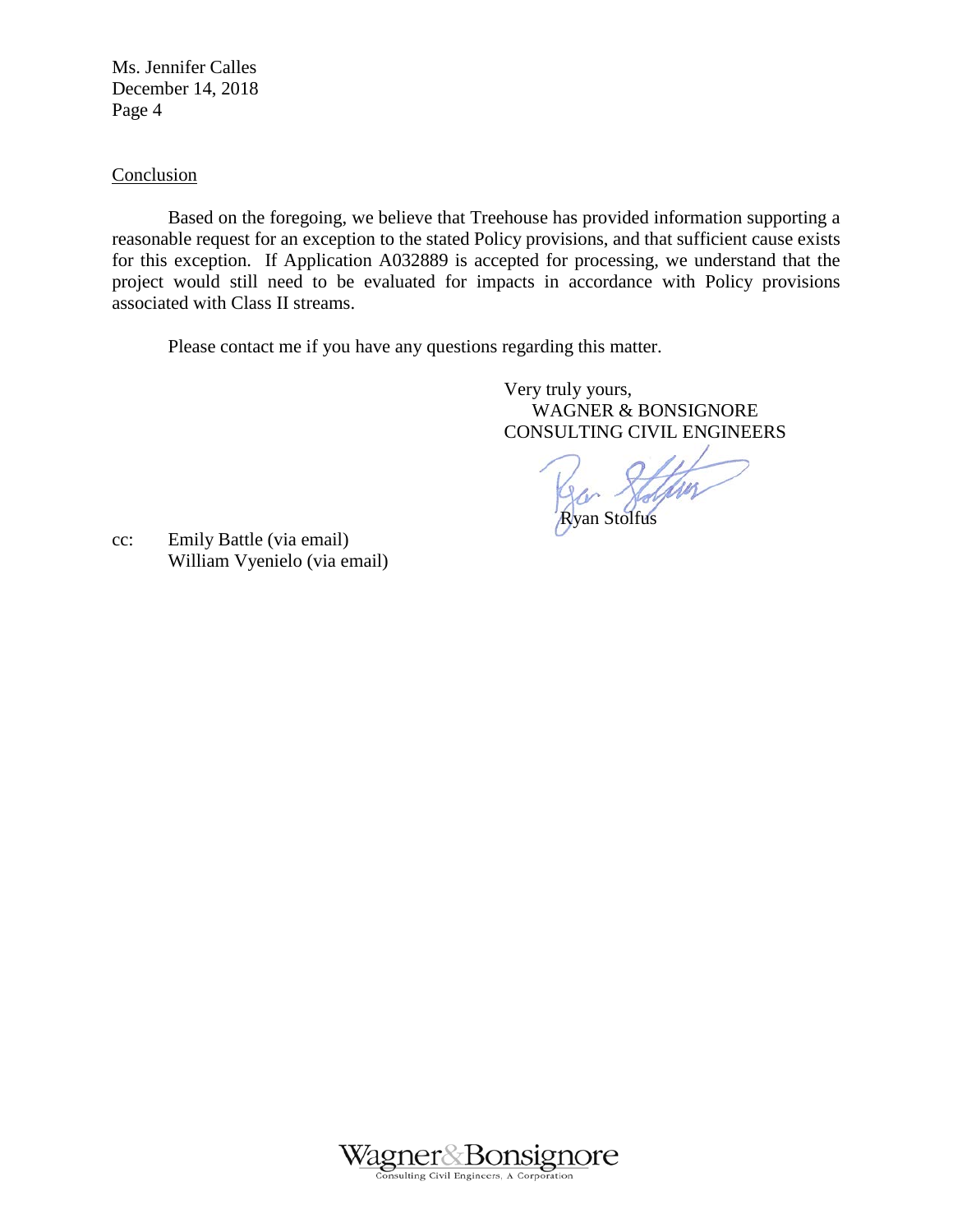Ms. Jennifer Calles
December 14, 2018
Page 4

Conclusion

Based on the foregoing, we believe that Treehouse has provided information supporting a reasonable request for an exception to the stated Policy provisions, and that sufficient cause exists for this exception. If Application A032889 is accepted for processing, we understand that the project would still need to be evaluated for impacts in accordance with Policy provisions associated with Class II streams.

Please contact me if you have any questions regarding this matter.

Very truly yours,
WAGNER & BONSIGNORE
CONSULTING CIVIL ENGINEERS

Ryan Stolfus

cc: Emily Battle (via email)
William Vyenielo (via email)

Wagner & Bonsignore
Consulting Civil Engineers, A Corporation